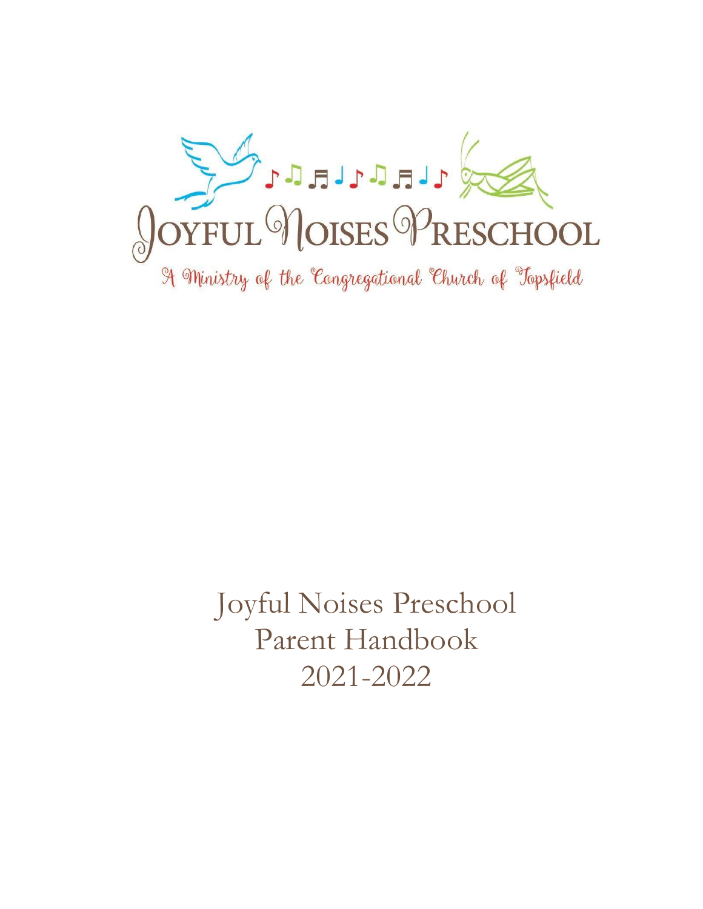# Joyful Noises Preschool

A Ministry of the Congregational Church of Topsfield

Joyful Noises Preschool
Parent Handbook
2021-2022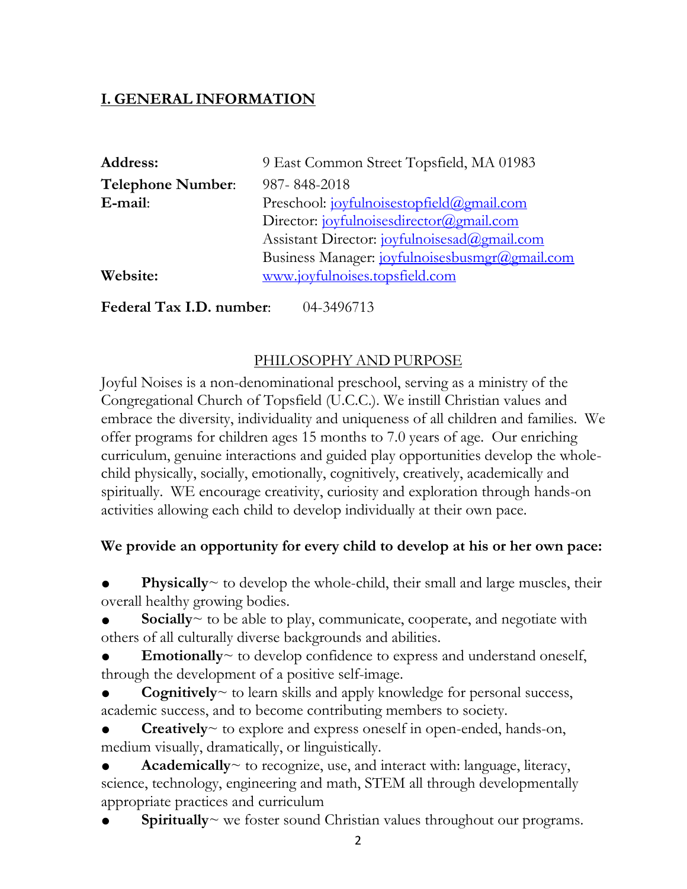## I. GENERAL INFORMATION

| | |
|---|---|
| **Address:** | 9 East Common Street Topsfield, MA 01983 |
| **Telephone Number**: | 987- 848-2018 |
| **E-mail**: | Preschool: joyfulnoisestopfield@gmail.com |
| | Director: joyfulnoisesdirector@gmail.com |
| | Assistant Director: joyfulnoisesad@gmail.com |
| | Business Manager: joyfulnoisesbusmgr@gmail.com |
| **Website:** | www.joyfulnoises.topsfield.com |

**Federal Tax I.D. number**: 04-3496713

### PHILOSOPHY AND PURPOSE

Joyful Noises is a non-denominational preschool, serving as a ministry of the Congregational Church of Topsfield (U.C.C.). We instill Christian values and embrace the diversity, individuality and uniqueness of all children and families. We offer programs for children ages 15 months to 7.0 years of age. Our enriching curriculum, genuine interactions and guided play opportunities develop the whole-child physically, socially, emotionally, cognitively, creatively, academically and spiritually. WE encourage creativity, curiosity and exploration through hands-on activities allowing each child to develop individually at their own pace.

**We provide an opportunity for every child to develop at his or her own pace:**

- **Physically**~ to develop the whole-child, their small and large muscles, their overall healthy growing bodies.
- **Socially**~ to be able to play, communicate, cooperate, and negotiate with others of all culturally diverse backgrounds and abilities.
- **Emotionally**~ to develop confidence to express and understand oneself, through the development of a positive self-image.
- **Cognitively**~ to learn skills and apply knowledge for personal success, academic success, and to become contributing members to society.
- **Creatively**~ to explore and express oneself in open-ended, hands-on, medium visually, dramatically, or linguistically.
- **Academically**~ to recognize, use, and interact with: language, literacy, science, technology, engineering and math, STEM all through developmentally appropriate practices and curriculum
- **Spiritually**~ we foster sound Christian values throughout our programs.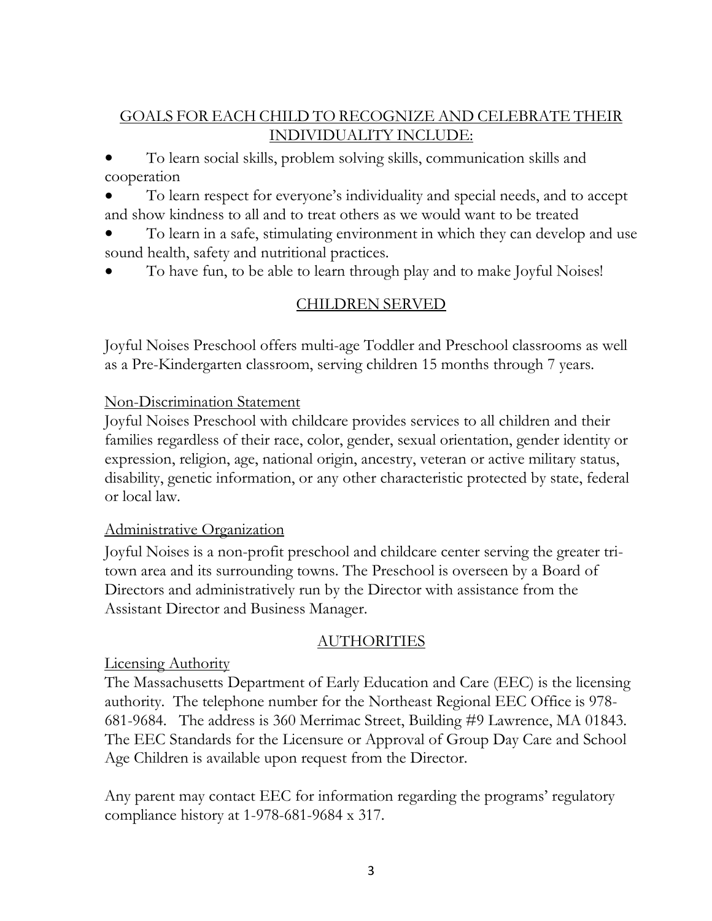## GOALS FOR EACH CHILD TO RECOGNIZE AND CELEBRATE THEIR INDIVIDUALITY INCLUDE:

- To learn social skills, problem solving skills, communication skills and cooperation
- To learn respect for everyone's individuality and special needs, and to accept and show kindness to all and to treat others as we would want to be treated
- To learn in a safe, stimulating environment in which they can develop and use sound health, safety and nutritional practices.
- To have fun, to be able to learn through play and to make Joyful Noises!

## CHILDREN SERVED

Joyful Noises Preschool offers multi-age Toddler and Preschool classrooms as well as a Pre-Kindergarten classroom, serving children 15 months through 7 years.

### Non-Discrimination Statement

Joyful Noises Preschool with childcare provides services to all children and their families regardless of their race, color, gender, sexual orientation, gender identity or expression, religion, age, national origin, ancestry, veteran or active military status, disability, genetic information, or any other characteristic protected by state, federal or local law.

### Administrative Organization

Joyful Noises is a non-profit preschool and childcare center serving the greater tri-town area and its surrounding towns. The Preschool is overseen by a Board of Directors and administratively run by the Director with assistance from the Assistant Director and Business Manager.

## AUTHORITIES

### Licensing Authority

The Massachusetts Department of Early Education and Care (EEC) is the licensing authority. The telephone number for the Northeast Regional EEC Office is 978-681-9684. The address is 360 Merrimac Street, Building #9 Lawrence, MA 01843. The EEC Standards for the Licensure or Approval of Group Day Care and School Age Children is available upon request from the Director.

Any parent may contact EEC for information regarding the programs' regulatory compliance history at 1-978-681-9684 x 317.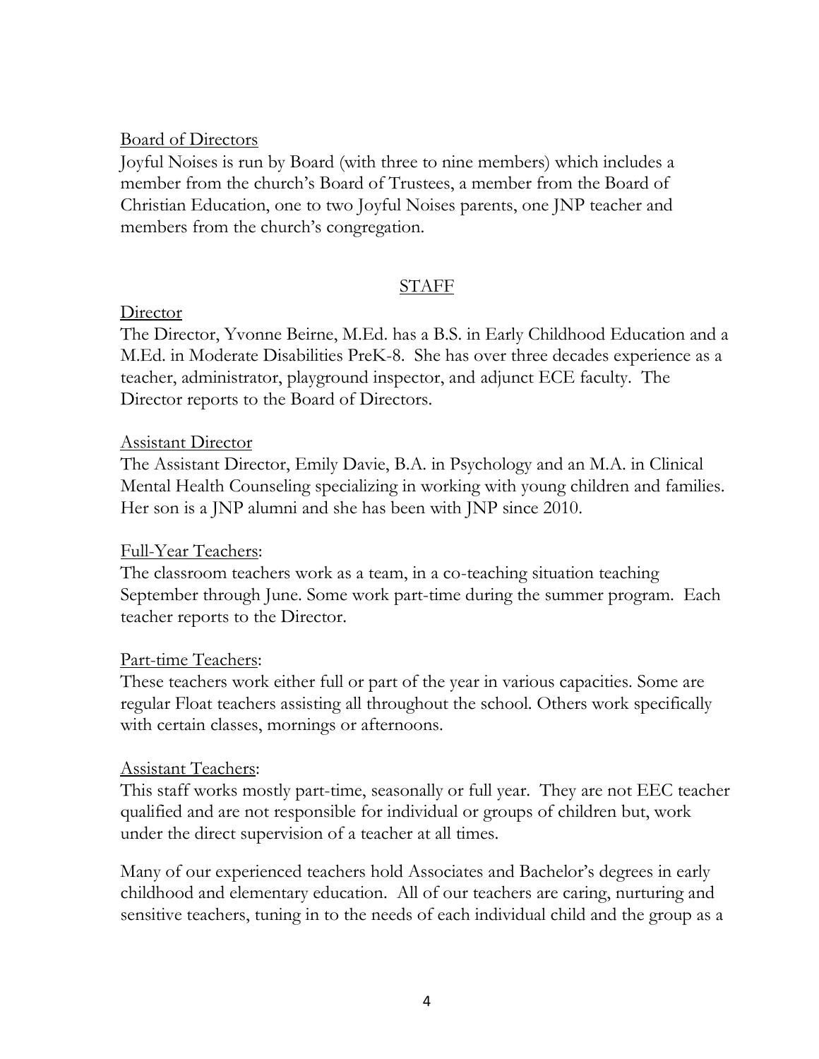## Board of Directors

Joyful Noises is run by Board (with three to nine members) which includes a member from the church's Board of Trustees, a member from the Board of Christian Education, one to two Joyful Noises parents, one JNP teacher and members from the church's congregation.

## STAFF

### Director

The Director, Yvonne Beirne, M.Ed. has a B.S. in Early Childhood Education and a M.Ed. in Moderate Disabilities PreK-8. She has over three decades experience as a teacher, administrator, playground inspector, and adjunct ECE faculty. The Director reports to the Board of Directors.

### Assistant Director

The Assistant Director, Emily Davie, B.A. in Psychology and an M.A. in Clinical Mental Health Counseling specializing in working with young children and families. Her son is a JNP alumni and she has been with JNP since 2010.

### Full-Year Teachers:

The classroom teachers work as a team, in a co-teaching situation teaching September through June. Some work part-time during the summer program. Each teacher reports to the Director.

### Part-time Teachers:

These teachers work either full or part of the year in various capacities. Some are regular Float teachers assisting all throughout the school. Others work specifically with certain classes, mornings or afternoons.

### Assistant Teachers:

This staff works mostly part-time, seasonally or full year. They are not EEC teacher qualified and are not responsible for individual or groups of children but, work under the direct supervision of a teacher at all times.

Many of our experienced teachers hold Associates and Bachelor's degrees in early childhood and elementary education. All of our teachers are caring, nurturing and sensitive teachers, tuning in to the needs of each individual child and the group as a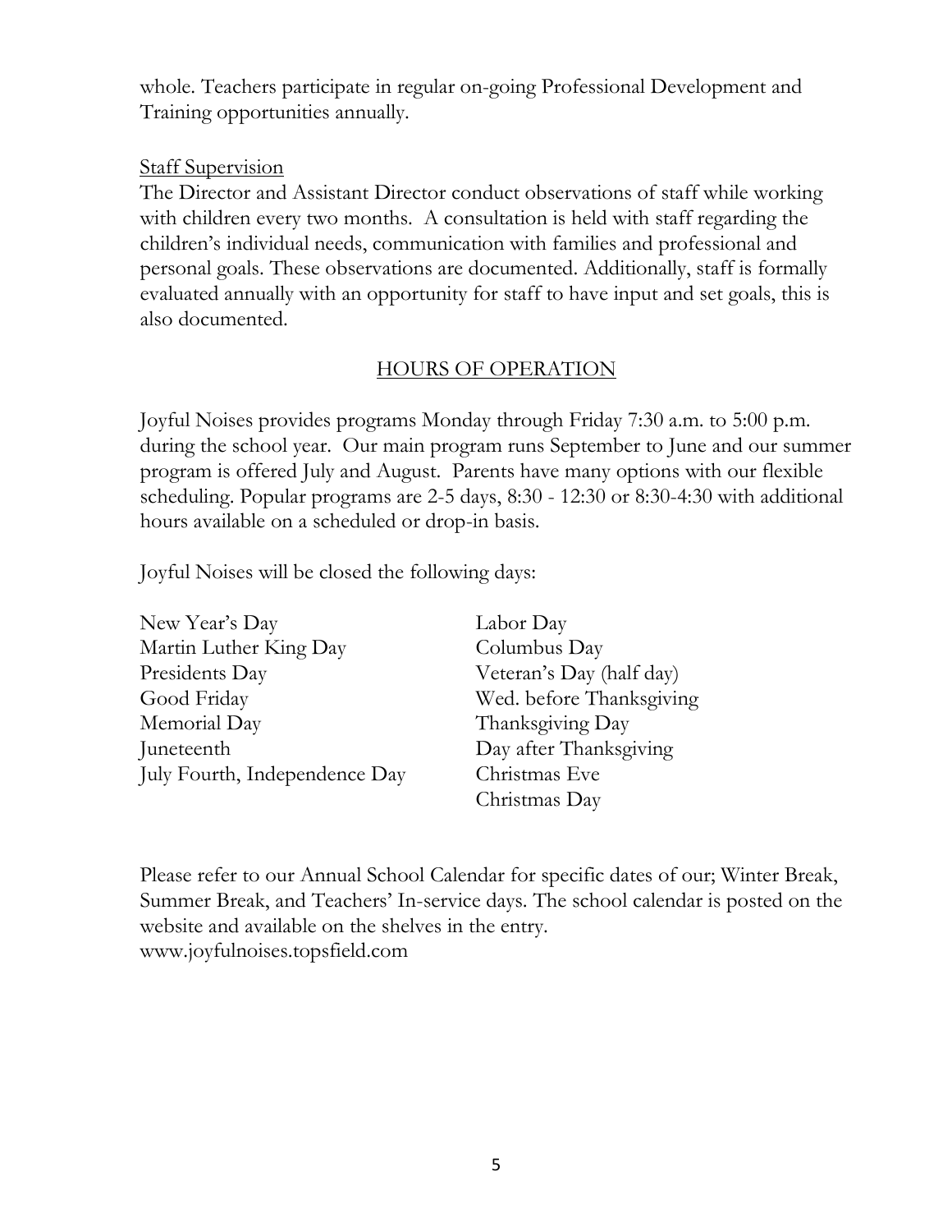whole. Teachers participate in regular on-going Professional Development and Training opportunities annually.

Staff Supervision

The Director and Assistant Director conduct observations of staff while working with children every two months. A consultation is held with staff regarding the children's individual needs, communication with families and professional and personal goals. These observations are documented. Additionally, staff is formally evaluated annually with an opportunity for staff to have input and set goals, this is also documented.

## HOURS OF OPERATION

Joyful Noises provides programs Monday through Friday 7:30 a.m. to 5:00 p.m. during the school year. Our main program runs September to June and our summer program is offered July and August. Parents have many options with our flexible scheduling. Popular programs are 2-5 days, 8:30 - 12:30 or 8:30-4:30 with additional hours available on a scheduled or drop-in basis.

Joyful Noises will be closed the following days:

- New Year's Day
- Martin Luther King Day
- Presidents Day
- Good Friday
- Memorial Day
- Juneteenth
- July Fourth, Independence Day
- Labor Day
- Columbus Day
- Veteran's Day (half day)
- Wed. before Thanksgiving
- Thanksgiving Day
- Day after Thanksgiving
- Christmas Eve
- Christmas Day

Please refer to our Annual School Calendar for specific dates of our; Winter Break, Summer Break, and Teachers' In-service days. The school calendar is posted on the website and available on the shelves in the entry.
www.joyfulnoises.topsfield.com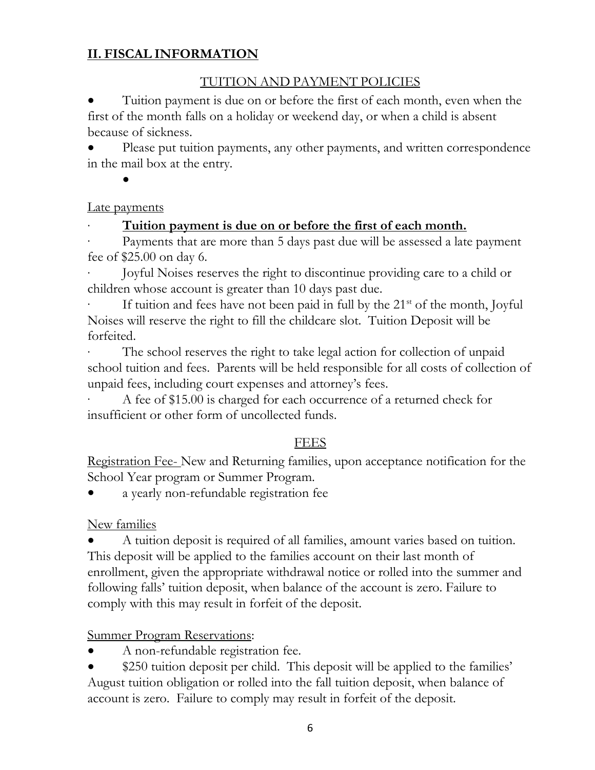## II. FISCAL INFORMATION

### TUITION AND PAYMENT POLICIES

- Tuition payment is due on or before the first of each month, even when the first of the month falls on a holiday or weekend day, or when a child is absent because of sickness.
- Please put tuition payments, any other payments, and written correspondence in the mail box at the entry.
- 

Late payments

- **Tuition payment is due on or before the first of each month.**
- Payments that are more than 5 days past due will be assessed a late payment fee of $25.00 on day 6.
- Joyful Noises reserves the right to discontinue providing care to a child or children whose account is greater than 10 days past due.
- If tuition and fees have not been paid in full by the 21st of the month, Joyful Noises will reserve the right to fill the childcare slot. Tuition Deposit will be forfeited.
- The school reserves the right to take legal action for collection of unpaid school tuition and fees. Parents will be held responsible for all costs of collection of unpaid fees, including court expenses and attorney's fees.
- A fee of $15.00 is charged for each occurrence of a returned check for insufficient or other form of uncollected funds.

### FEES

Registration Fee- New and Returning families, upon acceptance notification for the School Year program or Summer Program.

- a yearly non-refundable registration fee

New families

- A tuition deposit is required of all families, amount varies based on tuition. This deposit will be applied to the families account on their last month of enrollment, given the appropriate withdrawal notice or rolled into the summer and following falls' tuition deposit, when balance of the account is zero. Failure to comply with this may result in forfeit of the deposit.

Summer Program Reservations:

- A non-refundable registration fee.
- $250 tuition deposit per child. This deposit will be applied to the families' August tuition obligation or rolled into the fall tuition deposit, when balance of account is zero. Failure to comply may result in forfeit of the deposit.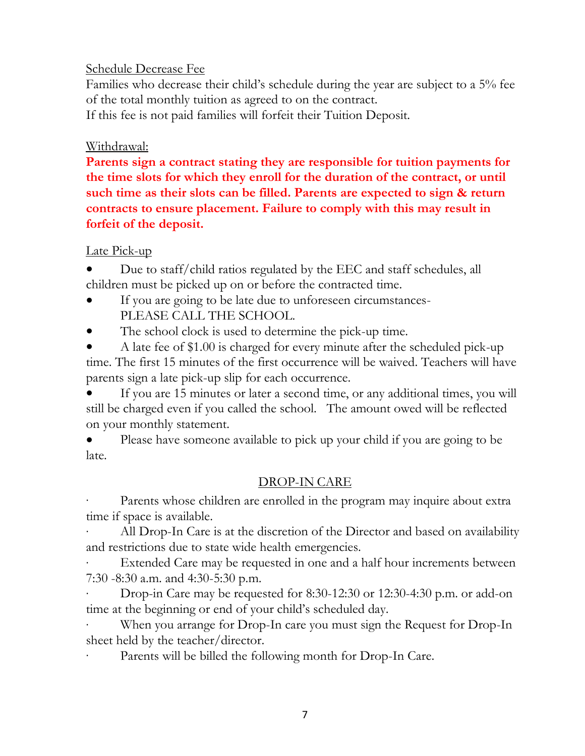Schedule Decrease Fee

Families who decrease their child's schedule during the year are subject to a 5% fee of the total monthly tuition as agreed to on the contract.
If this fee is not paid families will forfeit their Tuition Deposit.

Withdrawal:

**Parents sign a contract stating they are responsible for tuition payments for the time slots for which they enroll for the duration of the contract, or until such time as their slots can be filled. Parents are expected to sign & return contracts to ensure placement. Failure to comply with this may result in forfeit of the deposit.**

Late Pick-up

- Due to staff/child ratios regulated by the EEC and staff schedules, all children must be picked up on or before the contracted time.
- If you are going to be late due to unforeseen circumstances- PLEASE CALL THE SCHOOL.
- The school clock is used to determine the pick-up time.
- A late fee of $1.00 is charged for every minute after the scheduled pick-up time. The first 15 minutes of the first occurrence will be waived. Teachers will have parents sign a late pick-up slip for each occurrence.
- If you are 15 minutes or later a second time, or any additional times, you will still be charged even if you called the school. The amount owed will be reflected on your monthly statement.
- Please have someone available to pick up your child if you are going to be late.

## DROP-IN CARE

- Parents whose children are enrolled in the program may inquire about extra time if space is available.
- All Drop-In Care is at the discretion of the Director and based on availability and restrictions due to state wide health emergencies.
- Extended Care may be requested in one and a half hour increments between 7:30 -8:30 a.m. and 4:30-5:30 p.m.
- Drop-in Care may be requested for 8:30-12:30 or 12:30-4:30 p.m. or add-on time at the beginning or end of your child's scheduled day.
- When you arrange for Drop-In care you must sign the Request for Drop-In sheet held by the teacher/director.
- Parents will be billed the following month for Drop-In Care.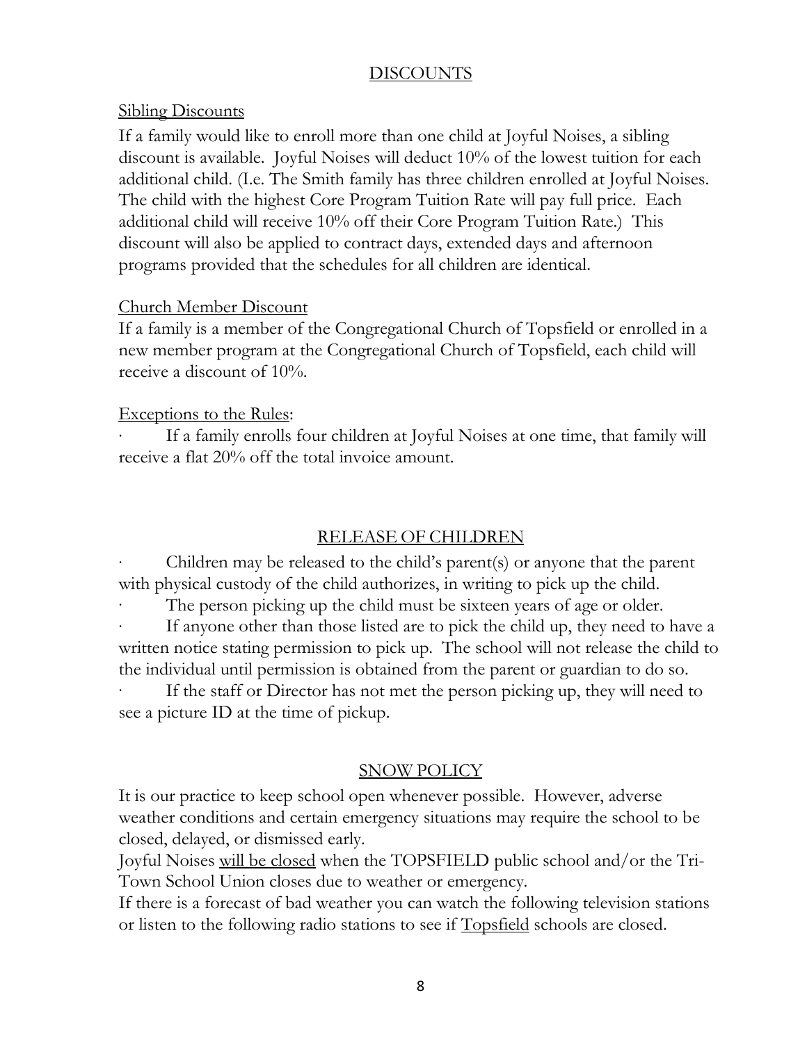## DISCOUNTS

### Sibling Discounts

If a family would like to enroll more than one child at Joyful Noises, a sibling discount is available. Joyful Noises will deduct 10% of the lowest tuition for each additional child. (I.e. The Smith family has three children enrolled at Joyful Noises. The child with the highest Core Program Tuition Rate will pay full price. Each additional child will receive 10% off their Core Program Tuition Rate.) This discount will also be applied to contract days, extended days and afternoon programs provided that the schedules for all children are identical.

### Church Member Discount

If a family is a member of the Congregational Church of Topsfield or enrolled in a new member program at the Congregational Church of Topsfield, each child will receive a discount of 10%.

### Exceptions to the Rules:

- If a family enrolls four children at Joyful Noises at one time, that family will receive a flat 20% off the total invoice amount.

## RELEASE OF CHILDREN

- Children may be released to the child's parent(s) or anyone that the parent with physical custody of the child authorizes, in writing to pick up the child.
- The person picking up the child must be sixteen years of age or older.
- If anyone other than those listed are to pick the child up, they need to have a written notice stating permission to pick up. The school will not release the child to the individual until permission is obtained from the parent or guardian to do so.
- If the staff or Director has not met the person picking up, they will need to see a picture ID at the time of pickup.

## SNOW POLICY

It is our practice to keep school open whenever possible. However, adverse weather conditions and certain emergency situations may require the school to be closed, delayed, or dismissed early.

Joyful Noises will be closed when the TOPSFIELD public school and/or the Tri-Town School Union closes due to weather or emergency.

If there is a forecast of bad weather you can watch the following television stations or listen to the following radio stations to see if Topsfield schools are closed.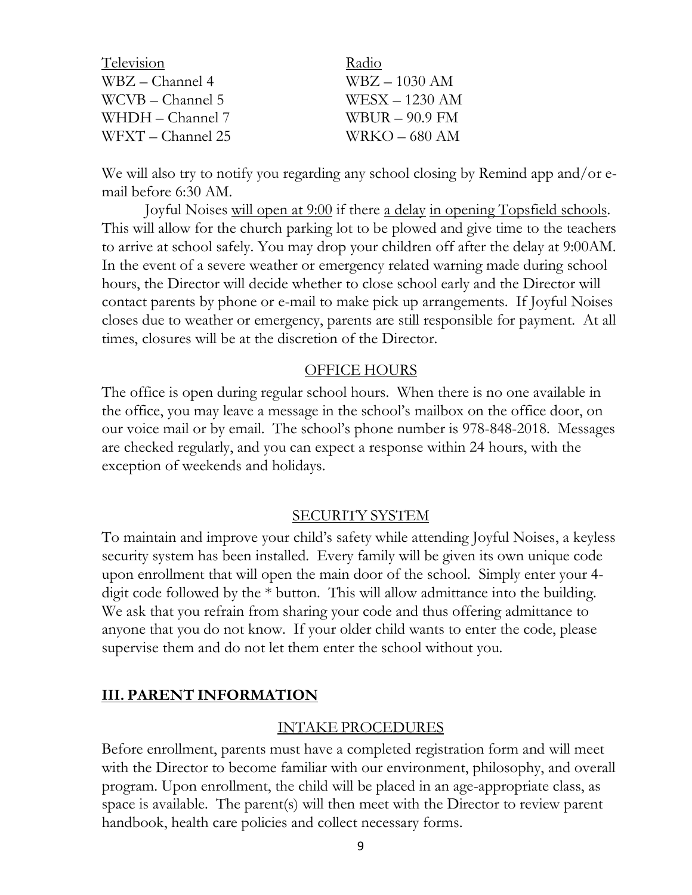| Television | Radio |
| --- | --- |
| WBZ – Channel 4 | WBZ – 1030 AM |
| WCVB – Channel 5 | WESX – 1230 AM |
| WHDH – Channel 7 | WBUR – 90.9 FM |
| WFXT – Channel 25 | WRKO – 680 AM |

We will also try to notify you regarding any school closing by Remind app and/or e-mail before 6:30 AM.

Joyful Noises will open at 9:00 if there a delay in opening Topsfield schools. This will allow for the church parking lot to be plowed and give time to the teachers to arrive at school safely. You may drop your children off after the delay at 9:00AM. In the event of a severe weather or emergency related warning made during school hours, the Director will decide whether to close school early and the Director will contact parents by phone or e-mail to make pick up arrangements. If Joyful Noises closes due to weather or emergency, parents are still responsible for payment. At all times, closures will be at the discretion of the Director.

### OFFICE HOURS

The office is open during regular school hours. When there is no one available in the office, you may leave a message in the school's mailbox on the office door, on our voice mail or by email. The school's phone number is 978-848-2018. Messages are checked regularly, and you can expect a response within 24 hours, with the exception of weekends and holidays.

### SECURITY SYSTEM

To maintain and improve your child's safety while attending Joyful Noises, a keyless security system has been installed. Every family will be given its own unique code upon enrollment that will open the main door of the school. Simply enter your 4-digit code followed by the * button. This will allow admittance into the building. We ask that you refrain from sharing your code and thus offering admittance to anyone that you do not know. If your older child wants to enter the code, please supervise them and do not let them enter the school without you.

## III. PARENT INFORMATION

### INTAKE PROCEDURES

Before enrollment, parents must have a completed registration form and will meet with the Director to become familiar with our environment, philosophy, and overall program. Upon enrollment, the child will be placed in an age-appropriate class, as space is available. The parent(s) will then meet with the Director to review parent handbook, health care policies and collect necessary forms.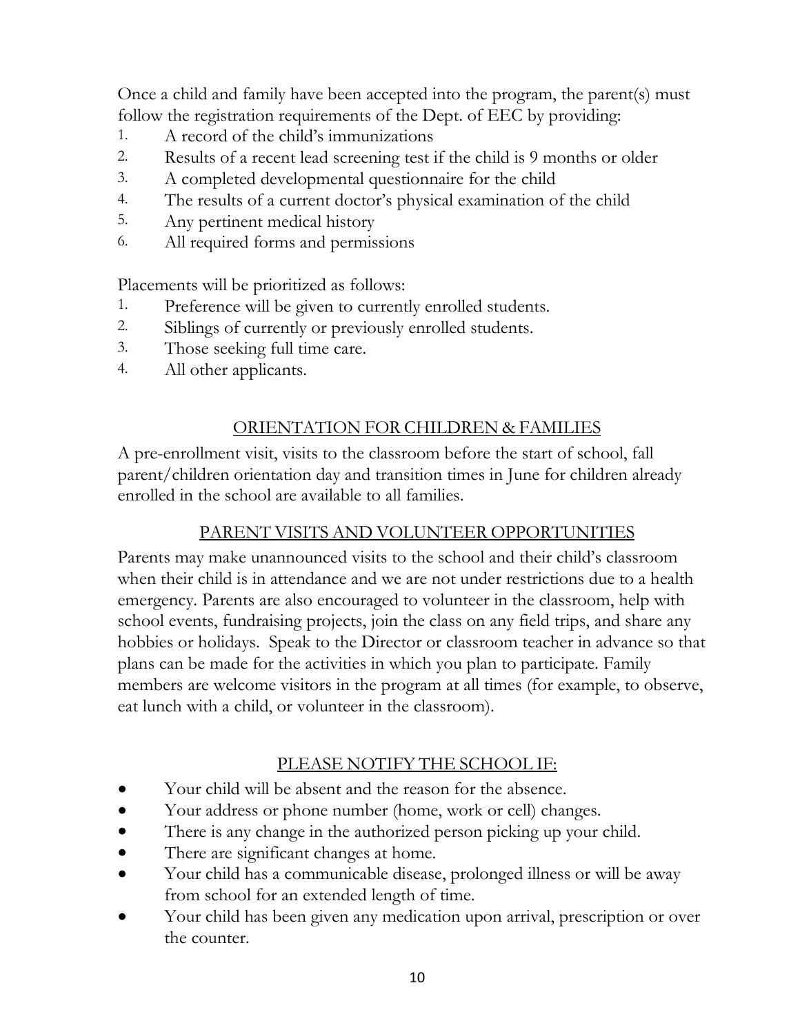Once a child and family have been accepted into the program, the parent(s) must follow the registration requirements of the Dept. of EEC by providing:

1. A record of the child's immunizations
2. Results of a recent lead screening test if the child is 9 months or older
3. A completed developmental questionnaire for the child
4. The results of a current doctor's physical examination of the child
5. Any pertinent medical history
6. All required forms and permissions

Placements will be prioritized as follows:

1. Preference will be given to currently enrolled students.
2. Siblings of currently or previously enrolled students.
3. Those seeking full time care.
4. All other applicants.

## ORIENTATION FOR CHILDREN & FAMILIES

A pre-enrollment visit, visits to the classroom before the start of school, fall parent/children orientation day and transition times in June for children already enrolled in the school are available to all families.

## PARENT VISITS AND VOLUNTEER OPPORTUNITIES

Parents may make unannounced visits to the school and their child's classroom when their child is in attendance and we are not under restrictions due to a health emergency. Parents are also encouraged to volunteer in the classroom, help with school events, fundraising projects, join the class on any field trips, and share any hobbies or holidays. Speak to the Director or classroom teacher in advance so that plans can be made for the activities in which you plan to participate. Family members are welcome visitors in the program at all times (for example, to observe, eat lunch with a child, or volunteer in the classroom).

## PLEASE NOTIFY THE SCHOOL IF:

- Your child will be absent and the reason for the absence.
- Your address or phone number (home, work or cell) changes.
- There is any change in the authorized person picking up your child.
- There are significant changes at home.
- Your child has a communicable disease, prolonged illness or will be away from school for an extended length of time.
- Your child has been given any medication upon arrival, prescription or over the counter.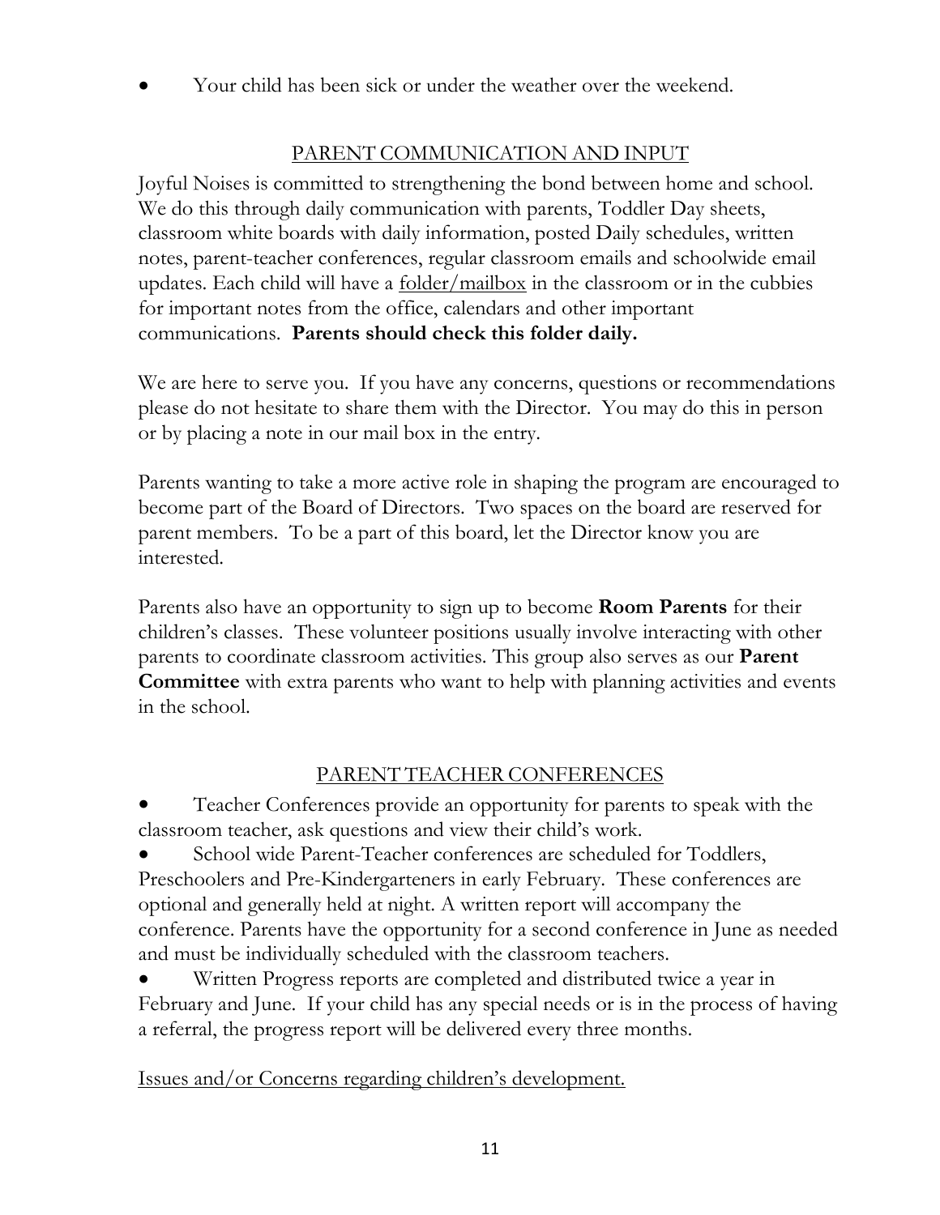- Your child has been sick or under the weather over the weekend.

## PARENT COMMUNICATION AND INPUT

Joyful Noises is committed to strengthening the bond between home and school. We do this through daily communication with parents, Toddler Day sheets, classroom white boards with daily information, posted Daily schedules, written notes, parent-teacher conferences, regular classroom emails and schoolwide email updates. Each child will have a folder/mailbox in the classroom or in the cubbies for important notes from the office, calendars and other important communications. **Parents should check this folder daily.**

We are here to serve you. If you have any concerns, questions or recommendations please do not hesitate to share them with the Director. You may do this in person or by placing a note in our mail box in the entry.

Parents wanting to take a more active role in shaping the program are encouraged to become part of the Board of Directors. Two spaces on the board are reserved for parent members. To be a part of this board, let the Director know you are interested.

Parents also have an opportunity to sign up to become **Room Parents** for their children's classes. These volunteer positions usually involve interacting with other parents to coordinate classroom activities. This group also serves as our **Parent Committee** with extra parents who want to help with planning activities and events in the school.

## PARENT TEACHER CONFERENCES

- Teacher Conferences provide an opportunity for parents to speak with the classroom teacher, ask questions and view their child's work.
- School wide Parent-Teacher conferences are scheduled for Toddlers, Preschoolers and Pre-Kindergarteners in early February. These conferences are optional and generally held at night. A written report will accompany the conference. Parents have the opportunity for a second conference in June as needed and must be individually scheduled with the classroom teachers.
- Written Progress reports are completed and distributed twice a year in February and June. If your child has any special needs or is in the process of having a referral, the progress report will be delivered every three months.

Issues and/or Concerns regarding children's development.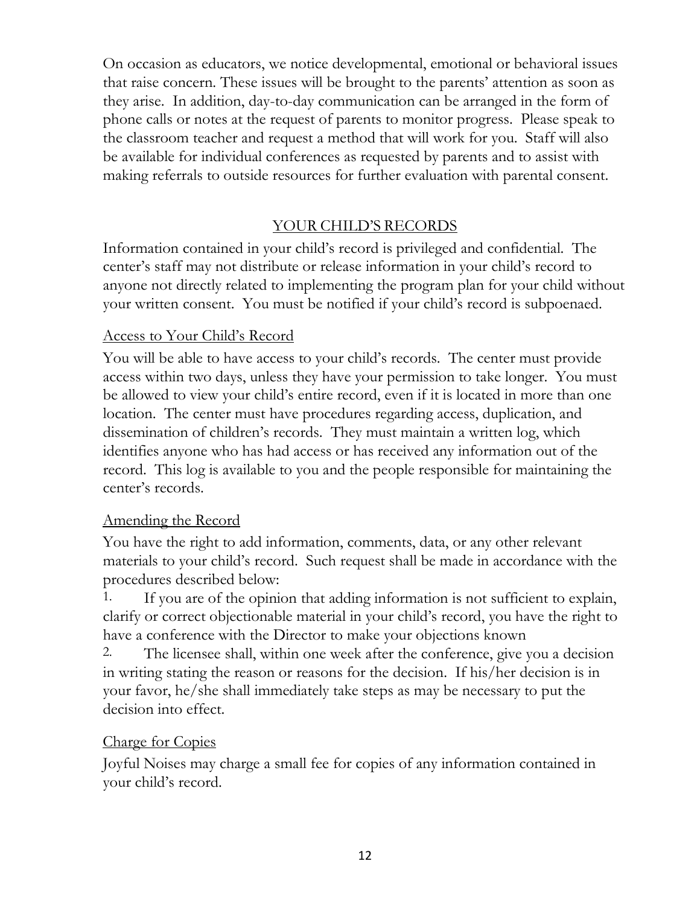On occasion as educators, we notice developmental, emotional or behavioral issues that raise concern. These issues will be brought to the parents' attention as soon as they arise. In addition, day-to-day communication can be arranged in the form of phone calls or notes at the request of parents to monitor progress. Please speak to the classroom teacher and request a method that will work for you. Staff will also be available for individual conferences as requested by parents and to assist with making referrals to outside resources for further evaluation with parental consent.

## YOUR CHILD'S RECORDS

Information contained in your child's record is privileged and confidential. The center's staff may not distribute or release information in your child's record to anyone not directly related to implementing the program plan for your child without your written consent. You must be notified if your child's record is subpoenaed.

### Access to Your Child's Record

You will be able to have access to your child's records. The center must provide access within two days, unless they have your permission to take longer. You must be allowed to view your child's entire record, even if it is located in more than one location. The center must have procedures regarding access, duplication, and dissemination of children's records. They must maintain a written log, which identifies anyone who has had access or has received any information out of the record. This log is available to you and the people responsible for maintaining the center's records.

### Amending the Record

You have the right to add information, comments, data, or any other relevant materials to your child's record. Such request shall be made in accordance with the procedures described below:

1. If you are of the opinion that adding information is not sufficient to explain, clarify or correct objectionable material in your child's record, you have the right to have a conference with the Director to make your objections known
2. The licensee shall, within one week after the conference, give you a decision in writing stating the reason or reasons for the decision. If his/her decision is in your favor, he/she shall immediately take steps as may be necessary to put the decision into effect.

### Charge for Copies

Joyful Noises may charge a small fee for copies of any information contained in your child's record.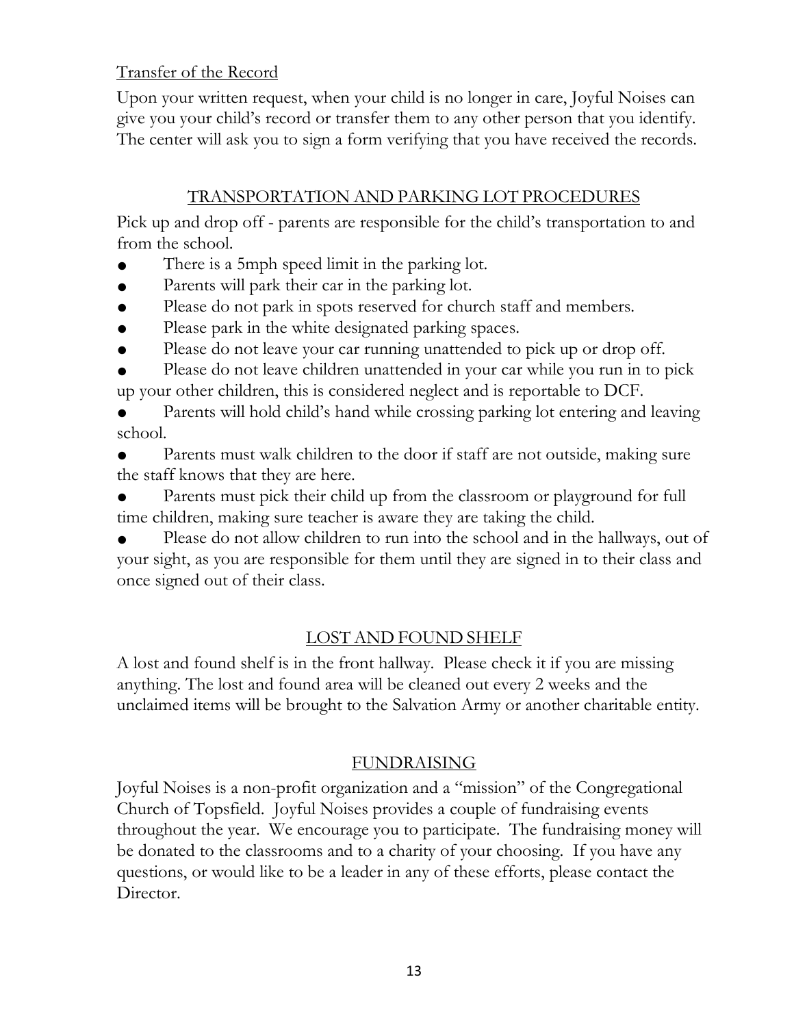Transfer of the Record

Upon your written request, when your child is no longer in care, Joyful Noises can give you your child's record or transfer them to any other person that you identify. The center will ask you to sign a form verifying that you have received the records.

## TRANSPORTATION AND PARKING LOT PROCEDURES

Pick up and drop off - parents are responsible for the child's transportation to and from the school.

- There is a 5mph speed limit in the parking lot.
- Parents will park their car in the parking lot.
- Please do not park in spots reserved for church staff and members.
- Please park in the white designated parking spaces.
- Please do not leave your car running unattended to pick up or drop off.
- Please do not leave children unattended in your car while you run in to pick up your other children, this is considered neglect and is reportable to DCF.
- Parents will hold child's hand while crossing parking lot entering and leaving school.
- Parents must walk children to the door if staff are not outside, making sure the staff knows that they are here.
- Parents must pick their child up from the classroom or playground for full time children, making sure teacher is aware they are taking the child.
- Please do not allow children to run into the school and in the hallways, out of your sight, as you are responsible for them until they are signed in to their class and once signed out of their class.

## LOST AND FOUND SHELF

A lost and found shelf is in the front hallway. Please check it if you are missing anything. The lost and found area will be cleaned out every 2 weeks and the unclaimed items will be brought to the Salvation Army or another charitable entity.

## FUNDRAISING

Joyful Noises is a non-profit organization and a "mission" of the Congregational Church of Topsfield. Joyful Noises provides a couple of fundraising events throughout the year. We encourage you to participate. The fundraising money will be donated to the classrooms and to a charity of your choosing. If you have any questions, or would like to be a leader in any of these efforts, please contact the Director.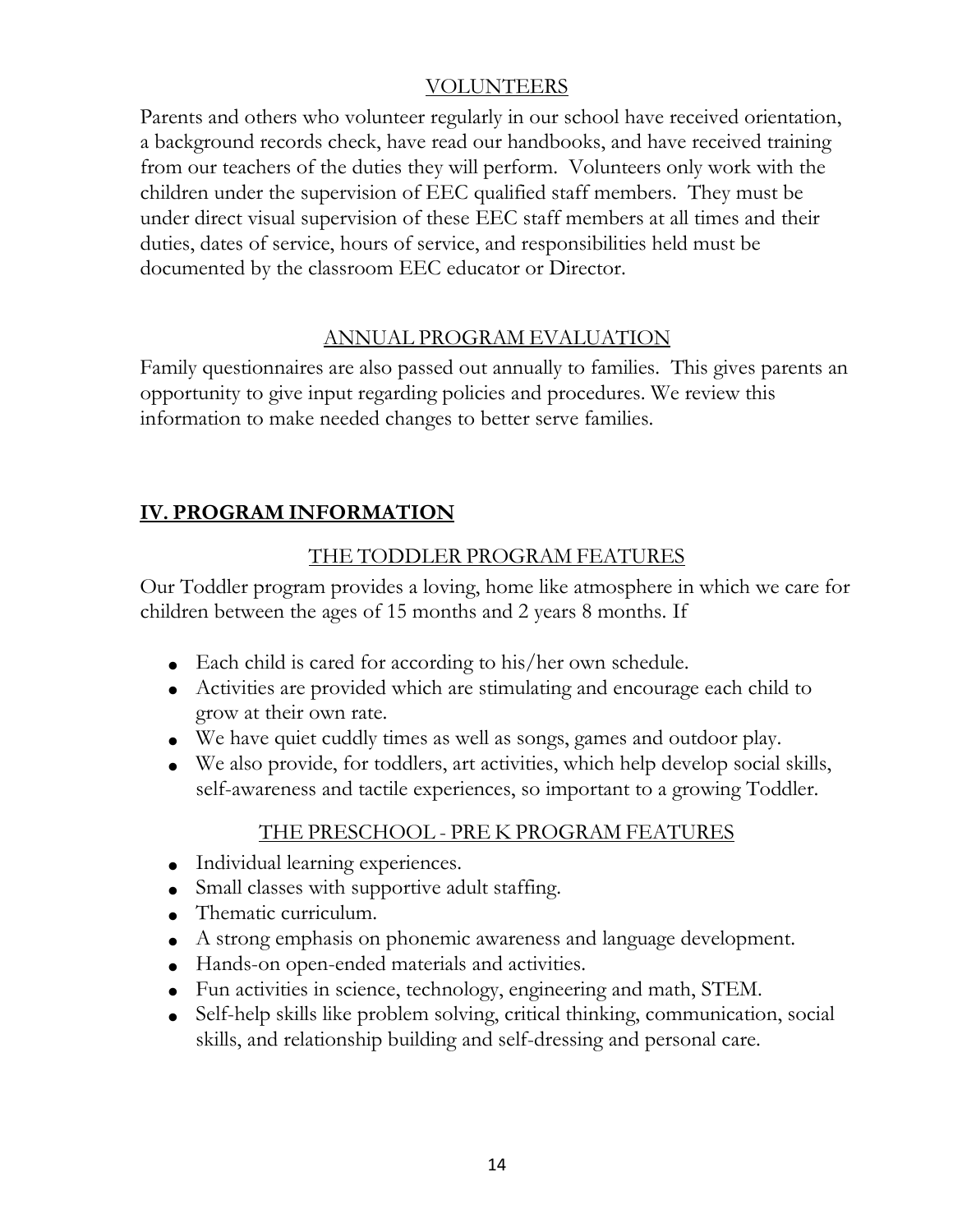<u>VOLUNTEERS</u>

Parents and others who volunteer regularly in our school have received orientation, a background records check, have read our handbooks, and have received training from our teachers of the duties they will perform. Volunteers only work with the children under the supervision of EEC qualified staff members. They must be under direct visual supervision of these EEC staff members at all times and their duties, dates of service, hours of service, and responsibilities held must be documented by the classroom EEC educator or Director.

<u>ANNUAL PROGRAM EVALUATION</u>

Family questionnaires are also passed out annually to families. This gives parents an opportunity to give input regarding policies and procedures. We review this information to make needed changes to better serve families.

## IV. PROGRAM INFORMATION

<u>THE TODDLER PROGRAM FEATURES</u>

Our Toddler program provides a loving, home like atmosphere in which we care for children between the ages of 15 months and 2 years 8 months. If

- Each child is cared for according to his/her own schedule.
- Activities are provided which are stimulating and encourage each child to grow at their own rate.
- We have quiet cuddly times as well as songs, games and outdoor play.
- We also provide, for toddlers, art activities, which help develop social skills, self-awareness and tactile experiences, so important to a growing Toddler.

<u>THE PRESCHOOL - PRE K PROGRAM FEATURES</u>

- Individual learning experiences.
- Small classes with supportive adult staffing.
- Thematic curriculum.
- A strong emphasis on phonemic awareness and language development.
- Hands-on open-ended materials and activities.
- Fun activities in science, technology, engineering and math, STEM.
- Self-help skills like problem solving, critical thinking, communication, social skills, and relationship building and self-dressing and personal care.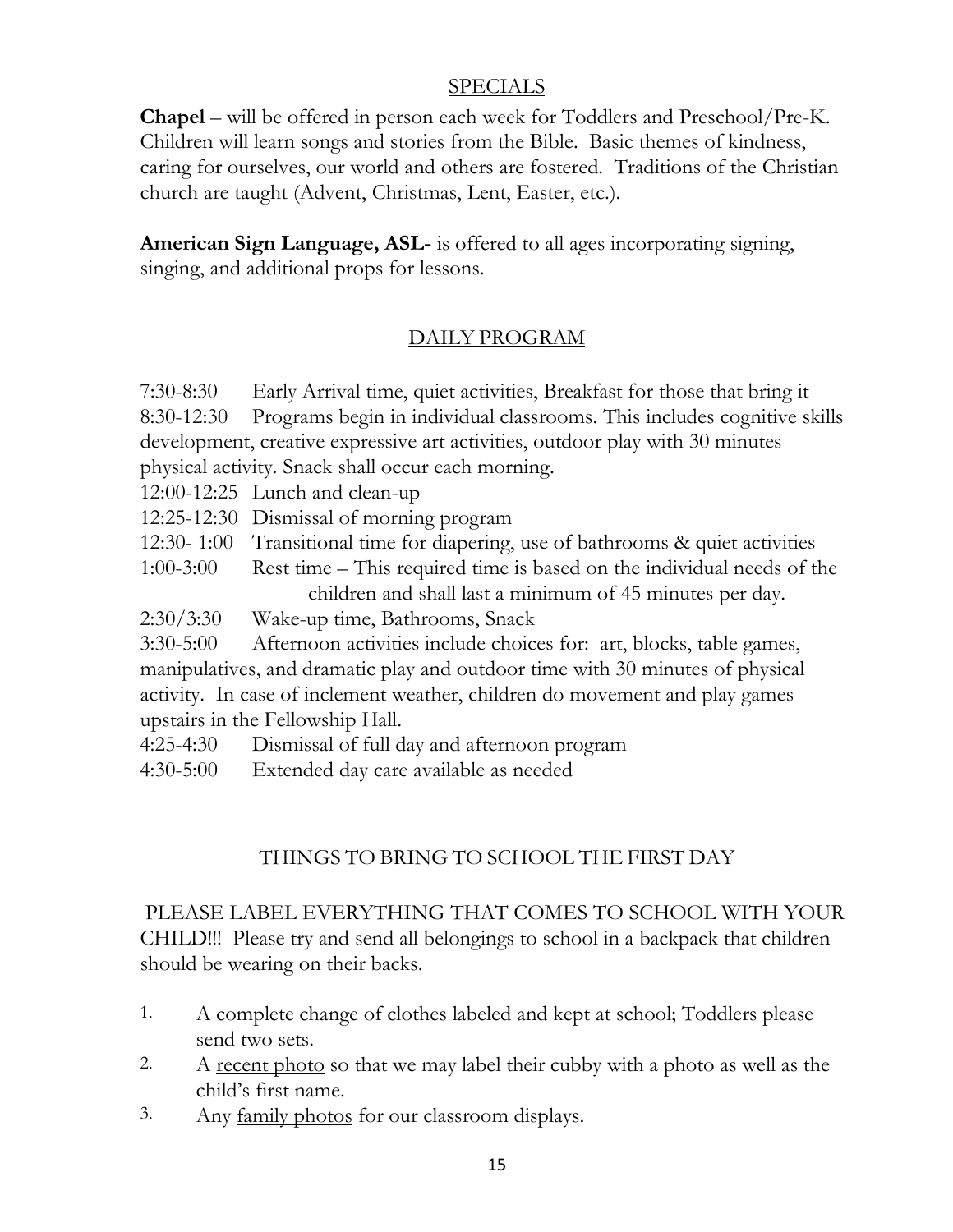## SPECIALS

**Chapel** – will be offered in person each week for Toddlers and Preschool/Pre-K. Children will learn songs and stories from the Bible. Basic themes of kindness, caring for ourselves, our world and others are fostered. Traditions of the Christian church are taught (Advent, Christmas, Lent, Easter, etc.).

**American Sign Language, ASL-** is offered to all ages incorporating signing, singing, and additional props for lessons.

## DAILY PROGRAM

7:30-8:30 Early Arrival time, quiet activities, Breakfast for those that bring it

8:30-12:30 Programs begin in individual classrooms. This includes cognitive skills development, creative expressive art activities, outdoor play with 30 minutes physical activity. Snack shall occur each morning.

12:00-12:25 Lunch and clean-up

12:25-12:30 Dismissal of morning program

12:30- 1:00 Transitional time for diapering, use of bathrooms & quiet activities

1:00-3:00 Rest time – This required time is based on the individual needs of the children and shall last a minimum of 45 minutes per day.

2:30/3:30 Wake-up time, Bathrooms, Snack

3:30-5:00 Afternoon activities include choices for: art, blocks, table games, manipulatives, and dramatic play and outdoor time with 30 minutes of physical activity. In case of inclement weather, children do movement and play games upstairs in the Fellowship Hall.

4:25-4:30 Dismissal of full day and afternoon program

4:30-5:00 Extended day care available as needed

## THINGS TO BRING TO SCHOOL THE FIRST DAY

PLEASE LABEL EVERYTHING THAT COMES TO SCHOOL WITH YOUR CHILD!!! Please try and send all belongings to school in a backpack that children should be wearing on their backs.

1. A complete change of clothes labeled and kept at school; Toddlers please send two sets.
2. A recent photo so that we may label their cubby with a photo as well as the child's first name.
3. Any family photos for our classroom displays.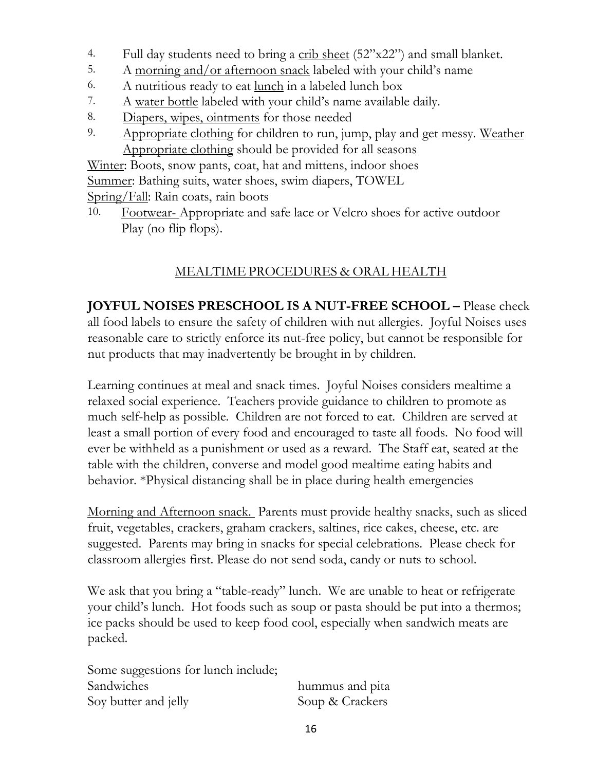4. Full day students need to bring a crib sheet (52"x22") and small blanket.
5. A morning and/or afternoon snack labeled with your child's name
6. A nutritious ready to eat lunch in a labeled lunch box
7. A water bottle labeled with your child's name available daily.
8. Diapers, wipes, ointments for those needed
9. Appropriate clothing for children to run, jump, play and get messy. Weather Appropriate clothing should be provided for all seasons

Winter: Boots, snow pants, coat, hat and mittens, indoor shoes
Summer: Bathing suits, water shoes, swim diapers, TOWEL
Spring/Fall: Rain coats, rain boots

10. Footwear- Appropriate and safe lace or Velcro shoes for active outdoor Play (no flip flops).

## MEALTIME PROCEDURES & ORAL HEALTH

**JOYFUL NOISES PRESCHOOL IS A NUT-FREE SCHOOL –** Please check all food labels to ensure the safety of children with nut allergies. Joyful Noises uses reasonable care to strictly enforce its nut-free policy, but cannot be responsible for nut products that may inadvertently be brought in by children.

Learning continues at meal and snack times. Joyful Noises considers mealtime a relaxed social experience. Teachers provide guidance to children to promote as much self-help as possible. Children are not forced to eat. Children are served at least a small portion of every food and encouraged to taste all foods. No food will ever be withheld as a punishment or used as a reward. The Staff eat, seated at the table with the children, converse and model good mealtime eating habits and behavior. *Physical distancing shall be in place during health emergencies

Morning and Afternoon snack. Parents must provide healthy snacks, such as sliced fruit, vegetables, crackers, graham crackers, saltines, rice cakes, cheese, etc. are suggested. Parents may bring in snacks for special celebrations. Please check for classroom allergies first. Please do not send soda, candy or nuts to school.

We ask that you bring a "table-ready" lunch. We are unable to heat or refrigerate your child's lunch. Hot foods such as soup or pasta should be put into a thermos; ice packs should be used to keep food cool, especially when sandwich meats are packed.

Some suggestions for lunch include;

| | |
|---|---|
| Sandwiches | hummus and pita |
| Soy butter and jelly | Soup & Crackers |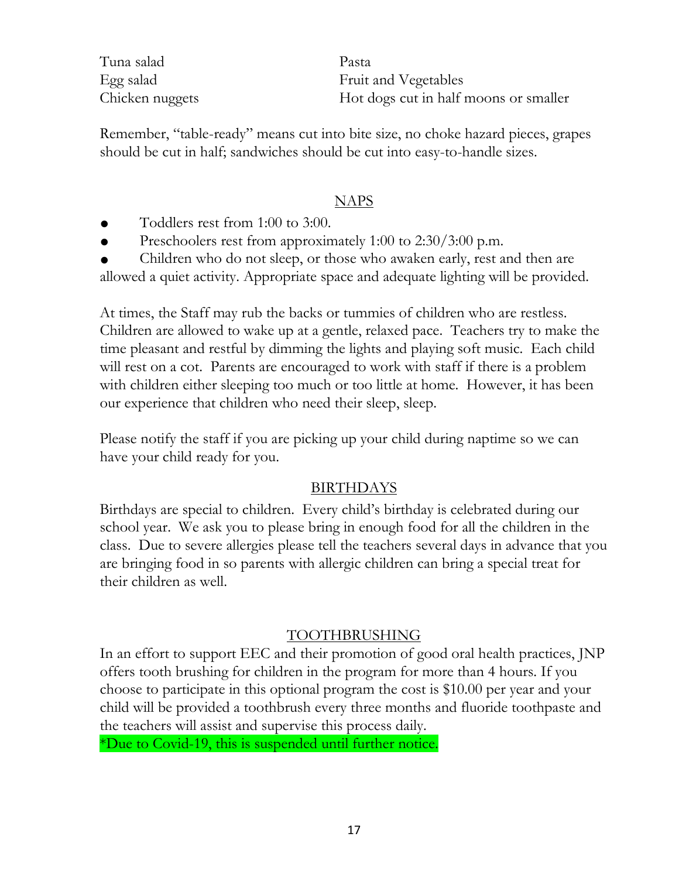Tuna salad
Egg salad
Chicken nuggets
Pasta
Fruit and Vegetables
Hot dogs cut in half moons or smaller

Remember, "table-ready" means cut into bite size, no choke hazard pieces, grapes should be cut in half; sandwiches should be cut into easy-to-handle sizes.

## NAPS

- Toddlers rest from 1:00 to 3:00.
- Preschoolers rest from approximately 1:00 to 2:30/3:00 p.m.
- Children who do not sleep, or those who awaken early, rest and then are allowed a quiet activity. Appropriate space and adequate lighting will be provided.

At times, the Staff may rub the backs or tummies of children who are restless. Children are allowed to wake up at a gentle, relaxed pace. Teachers try to make the time pleasant and restful by dimming the lights and playing soft music. Each child will rest on a cot. Parents are encouraged to work with staff if there is a problem with children either sleeping too much or too little at home. However, it has been our experience that children who need their sleep, sleep.

Please notify the staff if you are picking up your child during naptime so we can have your child ready for you.

## BIRTHDAYS

Birthdays are special to children. Every child's birthday is celebrated during our school year. We ask you to please bring in enough food for all the children in the class. Due to severe allergies please tell the teachers several days in advance that you are bringing food in so parents with allergic children can bring a special treat for their children as well.

## TOOTHBRUSHING

In an effort to support EEC and their promotion of good oral health practices, JNP offers tooth brushing for children in the program for more than 4 hours. If you choose to participate in this optional program the cost is $10.00 per year and your child will be provided a toothbrush every three months and fluoride toothpaste and the teachers will assist and supervise this process daily.
*Due to Covid-19, this is suspended until further notice.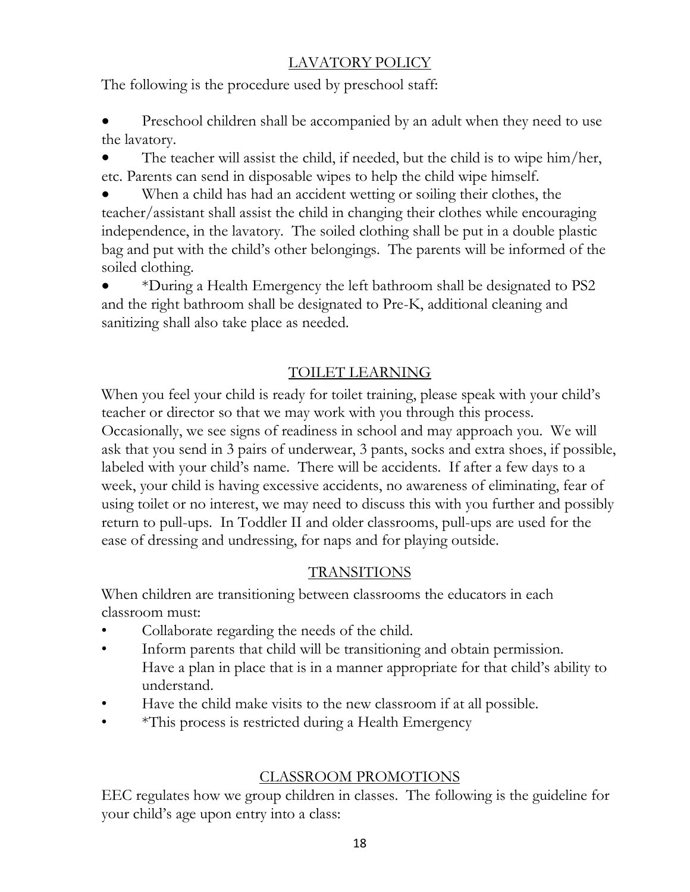## LAVATORY POLICY

The following is the procedure used by preschool staff:

- Preschool children shall be accompanied by an adult when they need to use the lavatory.
- The teacher will assist the child, if needed, but the child is to wipe him/her, etc. Parents can send in disposable wipes to help the child wipe himself.
- When a child has had an accident wetting or soiling their clothes, the teacher/assistant shall assist the child in changing their clothes while encouraging independence, in the lavatory. The soiled clothing shall be put in a double plastic bag and put with the child's other belongings. The parents will be informed of the soiled clothing.
- *During a Health Emergency the left bathroom shall be designated to PS2 and the right bathroom shall be designated to Pre-K, additional cleaning and sanitizing shall also take place as needed.

## TOILET LEARNING

When you feel your child is ready for toilet training, please speak with your child's teacher or director so that we may work with you through this process. Occasionally, we see signs of readiness in school and may approach you. We will ask that you send in 3 pairs of underwear, 3 pants, socks and extra shoes, if possible, labeled with your child's name. There will be accidents. If after a few days to a week, your child is having excessive accidents, no awareness of eliminating, fear of using toilet or no interest, we may need to discuss this with you further and possibly return to pull-ups. In Toddler II and older classrooms, pull-ups are used for the ease of dressing and undressing, for naps and for playing outside.

## TRANSITIONS

When children are transitioning between classrooms the educators in each classroom must:

- Collaborate regarding the needs of the child.
- Inform parents that child will be transitioning and obtain permission. Have a plan in place that is in a manner appropriate for that child's ability to understand.
- Have the child make visits to the new classroom if at all possible.
- *This process is restricted during a Health Emergency

## CLASSROOM PROMOTIONS

EEC regulates how we group children in classes. The following is the guideline for your child's age upon entry into a class: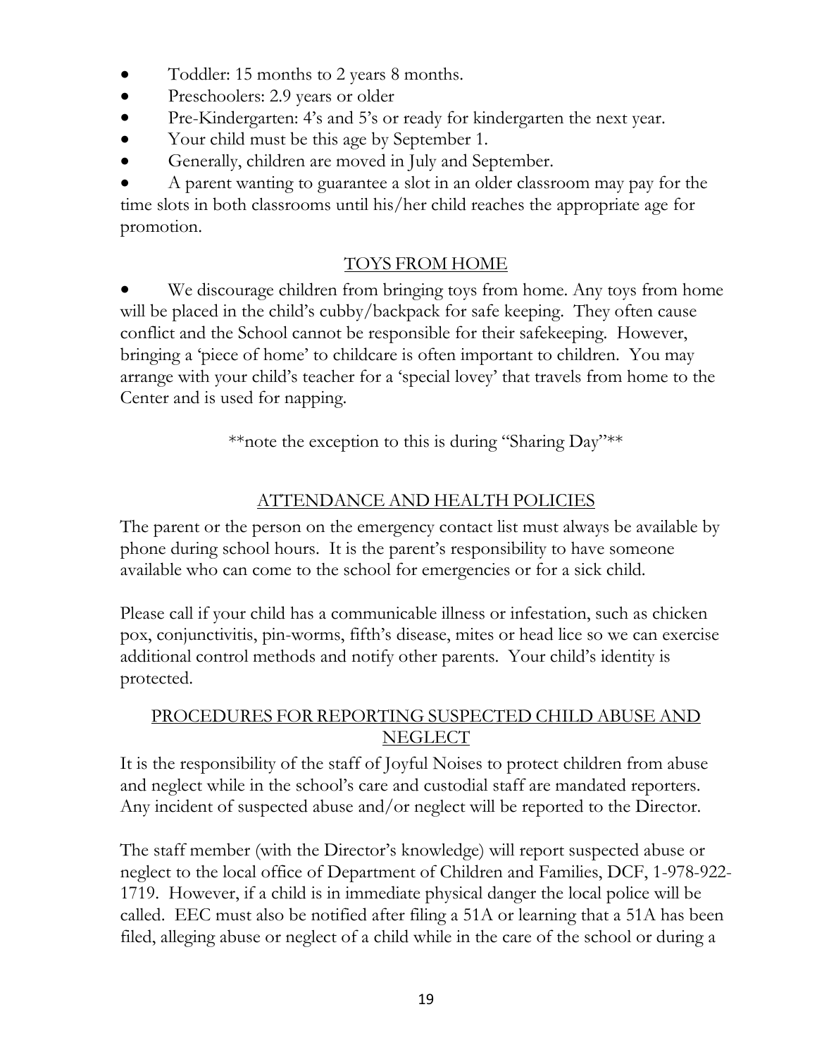- Toddler: 15 months to 2 years 8 months.
- Preschoolers: 2.9 years or older
- Pre-Kindergarten: 4's and 5's or ready for kindergarten the next year.
- Your child must be this age by September 1.
- Generally, children are moved in July and September.
- A parent wanting to guarantee a slot in an older classroom may pay for the time slots in both classrooms until his/her child reaches the appropriate age for promotion.

## TOYS FROM HOME

- We discourage children from bringing toys from home. Any toys from home will be placed in the child's cubby/backpack for safe keeping. They often cause conflict and the School cannot be responsible for their safekeeping. However, bringing a 'piece of home' to childcare is often important to children. You may arrange with your child's teacher for a 'special lovey' that travels from home to the Center and is used for napping.

**note the exception to this is during "Sharing Day"**

## ATTENDANCE AND HEALTH POLICIES

The parent or the person on the emergency contact list must always be available by phone during school hours. It is the parent's responsibility to have someone available who can come to the school for emergencies or for a sick child.

Please call if your child has a communicable illness or infestation, such as chicken pox, conjunctivitis, pin-worms, fifth's disease, mites or head lice so we can exercise additional control methods and notify other parents. Your child's identity is protected.

## PROCEDURES FOR REPORTING SUSPECTED CHILD ABUSE AND NEGLECT

It is the responsibility of the staff of Joyful Noises to protect children from abuse and neglect while in the school's care and custodial staff are mandated reporters. Any incident of suspected abuse and/or neglect will be reported to the Director.

The staff member (with the Director's knowledge) will report suspected abuse or neglect to the local office of Department of Children and Families, DCF, 1-978-922-1719. However, if a child is in immediate physical danger the local police will be called. EEC must also be notified after filing a 51A or learning that a 51A has been filed, alleging abuse or neglect of a child while in the care of the school or during a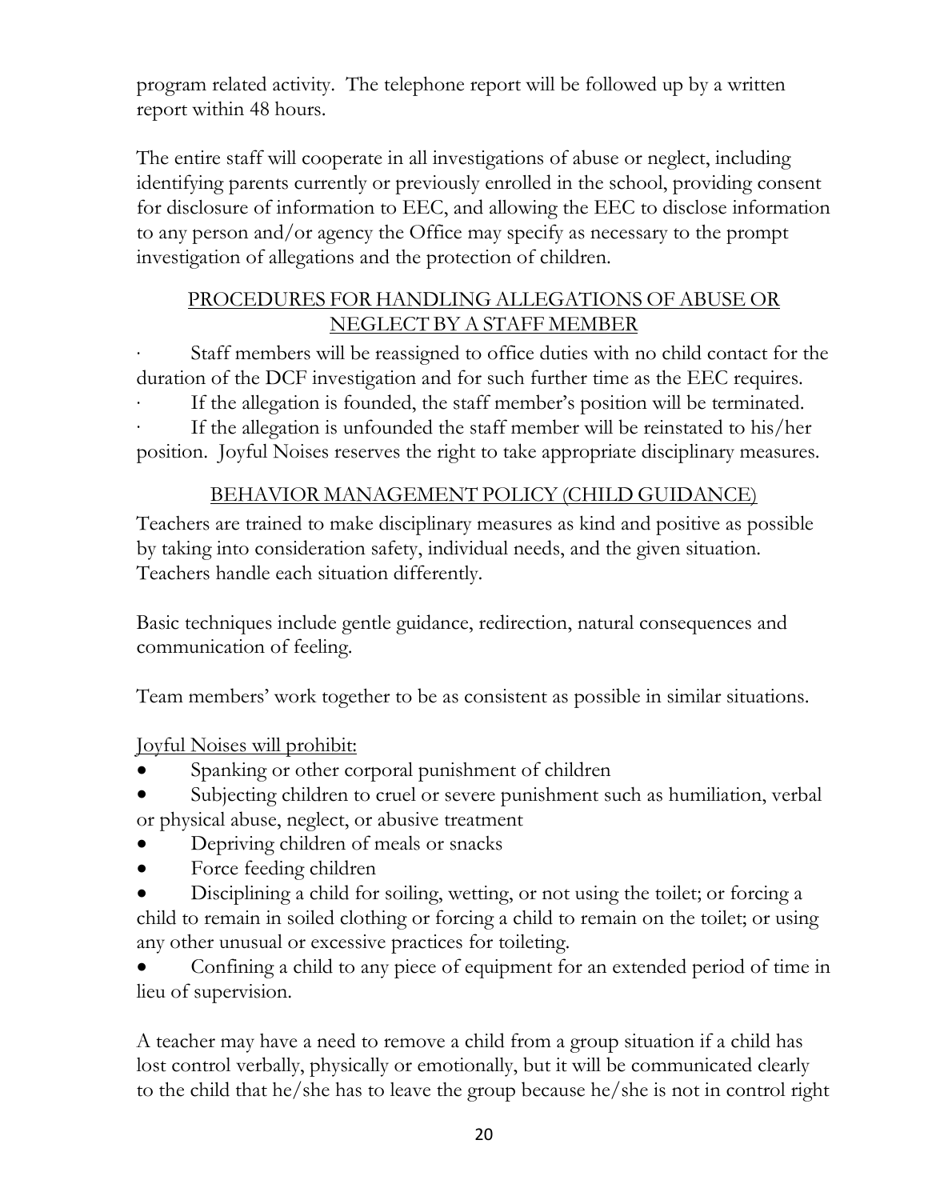program related activity. The telephone report will be followed up by a written report within 48 hours.

The entire staff will cooperate in all investigations of abuse or neglect, including identifying parents currently or previously enrolled in the school, providing consent for disclosure of information to EEC, and allowing the EEC to disclose information to any person and/or agency the Office may specify as necessary to the prompt investigation of allegations and the protection of children.

## PROCEDURES FOR HANDLING ALLEGATIONS OF ABUSE OR NEGLECT BY A STAFF MEMBER

- Staff members will be reassigned to office duties with no child contact for the duration of the DCF investigation and for such further time as the EEC requires.
- If the allegation is founded, the staff member's position will be terminated.
- If the allegation is unfounded the staff member will be reinstated to his/her position. Joyful Noises reserves the right to take appropriate disciplinary measures.

## BEHAVIOR MANAGEMENT POLICY (CHILD GUIDANCE)

Teachers are trained to make disciplinary measures as kind and positive as possible by taking into consideration safety, individual needs, and the given situation. Teachers handle each situation differently.

Basic techniques include gentle guidance, redirection, natural consequences and communication of feeling.

Team members' work together to be as consistent as possible in similar situations.

Joyful Noises will prohibit:

- Spanking or other corporal punishment of children
- Subjecting children to cruel or severe punishment such as humiliation, verbal or physical abuse, neglect, or abusive treatment
- Depriving children of meals or snacks
- Force feeding children
- Disciplining a child for soiling, wetting, or not using the toilet; or forcing a child to remain in soiled clothing or forcing a child to remain on the toilet; or using any other unusual or excessive practices for toileting.
- Confining a child to any piece of equipment for an extended period of time in lieu of supervision.

A teacher may have a need to remove a child from a group situation if a child has lost control verbally, physically or emotionally, but it will be communicated clearly to the child that he/she has to leave the group because he/she is not in control right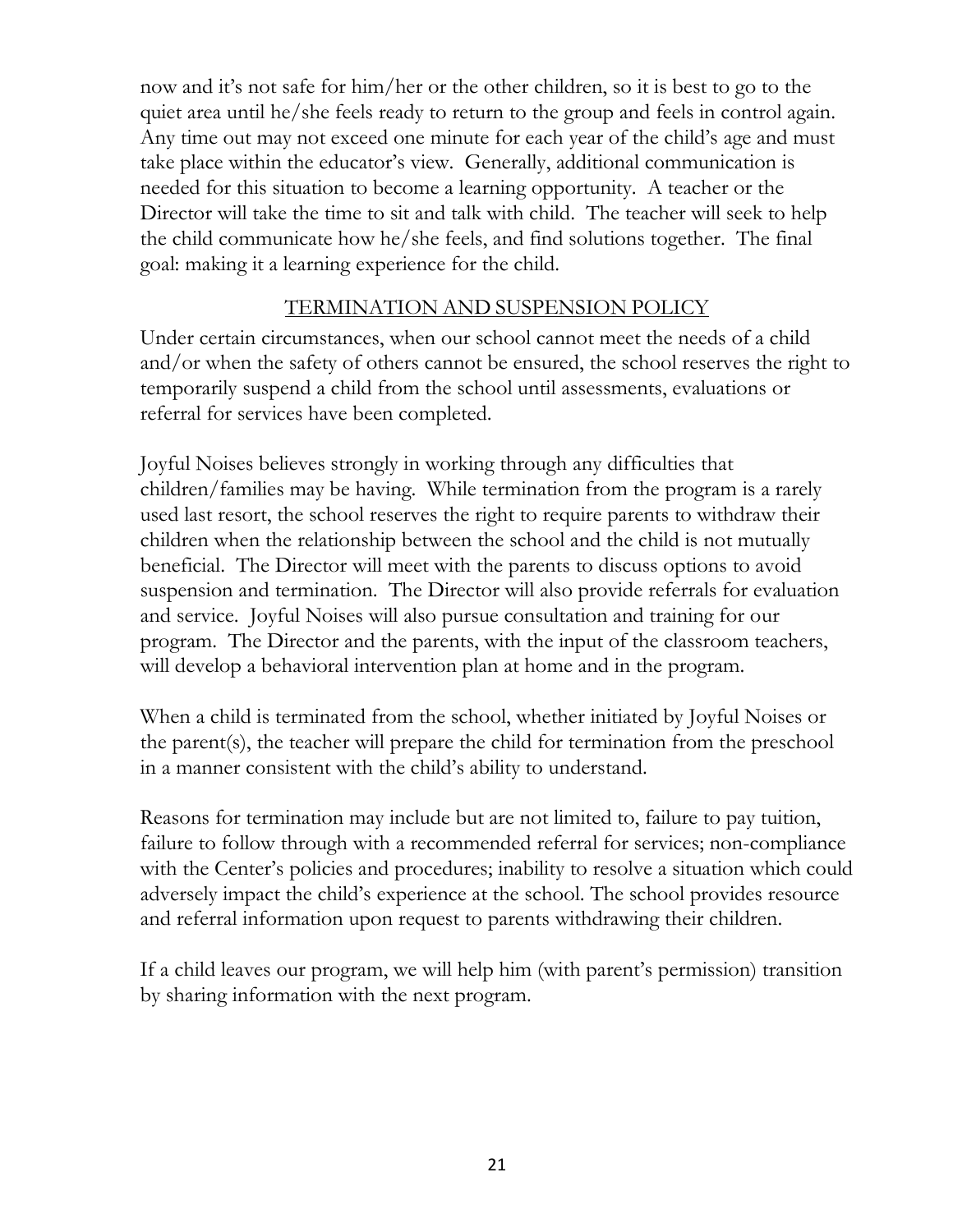now and it's not safe for him/her or the other children, so it is best to go to the quiet area until he/she feels ready to return to the group and feels in control again. Any time out may not exceed one minute for each year of the child's age and must take place within the educator's view. Generally, additional communication is needed for this situation to become a learning opportunity. A teacher or the Director will take the time to sit and talk with child. The teacher will seek to help the child communicate how he/she feels, and find solutions together. The final goal: making it a learning experience for the child.

## TERMINATION AND SUSPENSION POLICY

Under certain circumstances, when our school cannot meet the needs of a child and/or when the safety of others cannot be ensured, the school reserves the right to temporarily suspend a child from the school until assessments, evaluations or referral for services have been completed.

Joyful Noises believes strongly in working through any difficulties that children/families may be having. While termination from the program is a rarely used last resort, the school reserves the right to require parents to withdraw their children when the relationship between the school and the child is not mutually beneficial. The Director will meet with the parents to discuss options to avoid suspension and termination. The Director will also provide referrals for evaluation and service. Joyful Noises will also pursue consultation and training for our program. The Director and the parents, with the input of the classroom teachers, will develop a behavioral intervention plan at home and in the program.

When a child is terminated from the school, whether initiated by Joyful Noises or the parent(s), the teacher will prepare the child for termination from the preschool in a manner consistent with the child's ability to understand.

Reasons for termination may include but are not limited to, failure to pay tuition, failure to follow through with a recommended referral for services; non-compliance with the Center's policies and procedures; inability to resolve a situation which could adversely impact the child's experience at the school. The school provides resource and referral information upon request to parents withdrawing their children.

If a child leaves our program, we will help him (with parent's permission) transition by sharing information with the next program.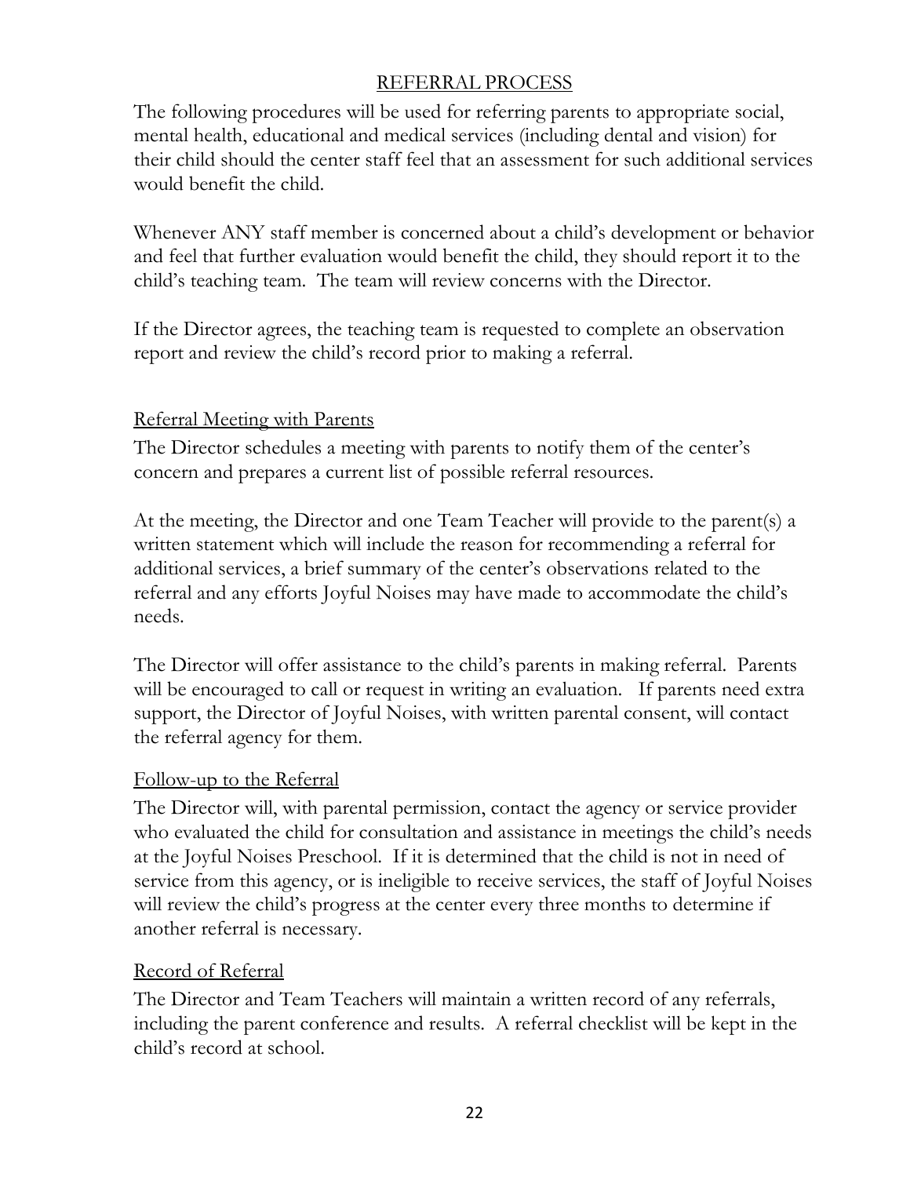## REFERRAL PROCESS

The following procedures will be used for referring parents to appropriate social, mental health, educational and medical services (including dental and vision) for their child should the center staff feel that an assessment for such additional services would benefit the child.

Whenever ANY staff member is concerned about a child's development or behavior and feel that further evaluation would benefit the child, they should report it to the child's teaching team. The team will review concerns with the Director.

If the Director agrees, the teaching team is requested to complete an observation report and review the child's record prior to making a referral.

### Referral Meeting with Parents

The Director schedules a meeting with parents to notify them of the center's concern and prepares a current list of possible referral resources.

At the meeting, the Director and one Team Teacher will provide to the parent(s) a written statement which will include the reason for recommending a referral for additional services, a brief summary of the center's observations related to the referral and any efforts Joyful Noises may have made to accommodate the child's needs.

The Director will offer assistance to the child's parents in making referral. Parents will be encouraged to call or request in writing an evaluation. If parents need extra support, the Director of Joyful Noises, with written parental consent, will contact the referral agency for them.

### Follow-up to the Referral

The Director will, with parental permission, contact the agency or service provider who evaluated the child for consultation and assistance in meetings the child's needs at the Joyful Noises Preschool. If it is determined that the child is not in need of service from this agency, or is ineligible to receive services, the staff of Joyful Noises will review the child's progress at the center every three months to determine if another referral is necessary.

### Record of Referral

The Director and Team Teachers will maintain a written record of any referrals, including the parent conference and results. A referral checklist will be kept in the child's record at school.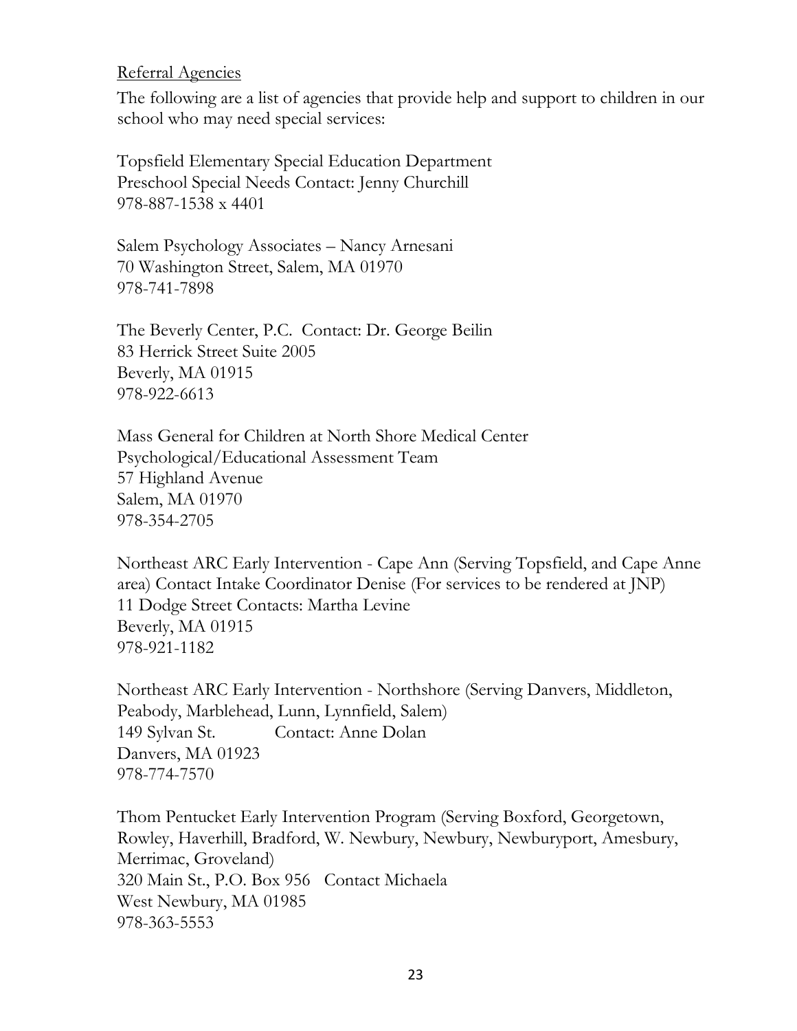Referral Agencies

The following are a list of agencies that provide help and support to children in our school who may need special services:

Topsfield Elementary Special Education Department
Preschool Special Needs Contact: Jenny Churchill
978-887-1538 x 4401

Salem Psychology Associates – Nancy Arnesani
70 Washington Street, Salem, MA 01970
978-741-7898

The Beverly Center, P.C. Contact: Dr. George Beilin
83 Herrick Street Suite 2005
Beverly, MA 01915
978-922-6613

Mass General for Children at North Shore Medical Center
Psychological/Educational Assessment Team
57 Highland Avenue
Salem, MA 01970
978-354-2705

Northeast ARC Early Intervention - Cape Ann (Serving Topsfield, and Cape Anne area) Contact Intake Coordinator Denise (For services to be rendered at JNP)
11 Dodge Street Contacts: Martha Levine
Beverly, MA 01915
978-921-1182

Northeast ARC Early Intervention - Northshore (Serving Danvers, Middleton, Peabody, Marblehead, Lunn, Lynnfield, Salem)
149 Sylvan St. Contact: Anne Dolan
Danvers, MA 01923
978-774-7570

Thom Pentucket Early Intervention Program (Serving Boxford, Georgetown, Rowley, Haverhill, Bradford, W. Newbury, Newbury, Newburyport, Amesbury, Merrimac, Groveland)
320 Main St., P.O. Box 956 Contact Michaela
West Newbury, MA 01985
978-363-5553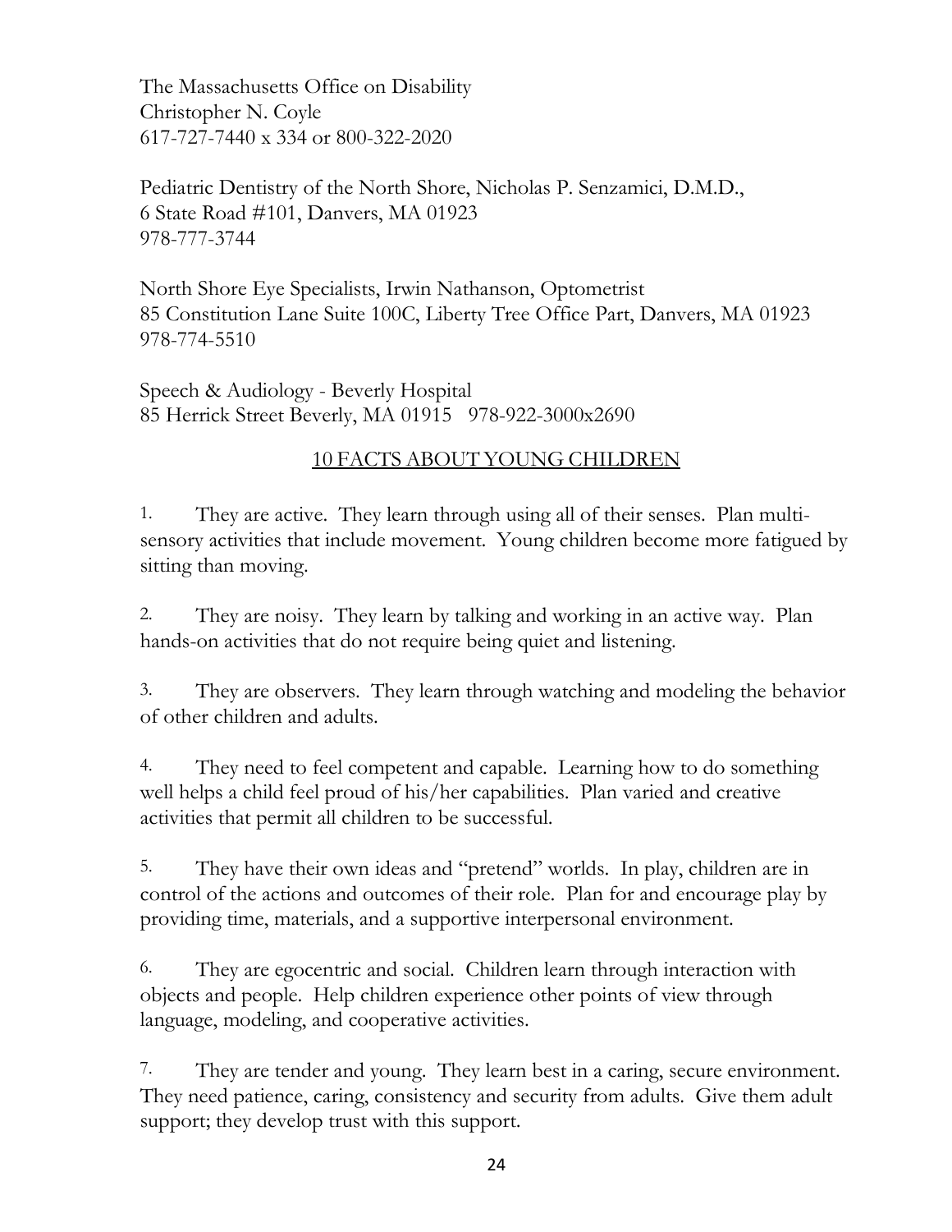The Massachusetts Office on Disability
Christopher N. Coyle
617-727-7440 x 334 or 800-322-2020

Pediatric Dentistry of the North Shore, Nicholas P. Senzamici, D.M.D.,
6 State Road #101, Danvers, MA 01923
978-777-3744

North Shore Eye Specialists, Irwin Nathanson, Optometrist
85 Constitution Lane Suite 100C, Liberty Tree Office Part, Danvers, MA 01923
978-774-5510

Speech & Audiology - Beverly Hospital
85 Herrick Street Beverly, MA 01915   978-922-3000x2690

## 10 FACTS ABOUT YOUNG CHILDREN

1. They are active. They learn through using all of their senses. Plan multi-sensory activities that include movement. Young children become more fatigued by sitting than moving.

2. They are noisy. They learn by talking and working in an active way. Plan hands-on activities that do not require being quiet and listening.

3. They are observers. They learn through watching and modeling the behavior of other children and adults.

4. They need to feel competent and capable. Learning how to do something well helps a child feel proud of his/her capabilities. Plan varied and creative activities that permit all children to be successful.

5. They have their own ideas and "pretend" worlds. In play, children are in control of the actions and outcomes of their role. Plan for and encourage play by providing time, materials, and a supportive interpersonal environment.

6. They are egocentric and social. Children learn through interaction with objects and people. Help children experience other points of view through language, modeling, and cooperative activities.

7. They are tender and young. They learn best in a caring, secure environment. They need patience, caring, consistency and security from adults. Give them adult support; they develop trust with this support.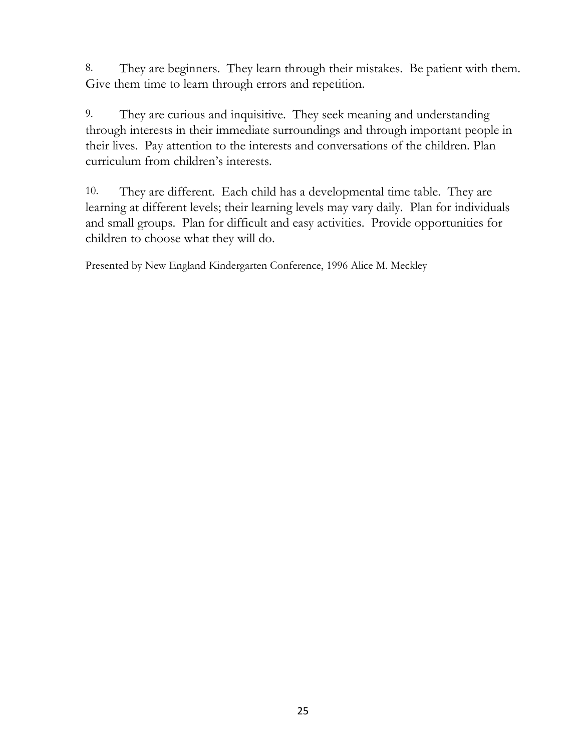8. They are beginners. They learn through their mistakes. Be patient with them. Give them time to learn through errors and repetition.

9. They are curious and inquisitive. They seek meaning and understanding through interests in their immediate surroundings and through important people in their lives. Pay attention to the interests and conversations of the children. Plan curriculum from children's interests.

10. They are different. Each child has a developmental time table. They are learning at different levels; their learning levels may vary daily. Plan for individuals and small groups. Plan for difficult and easy activities. Provide opportunities for children to choose what they will do.

Presented by New England Kindergarten Conference, 1996 Alice M. Meckley